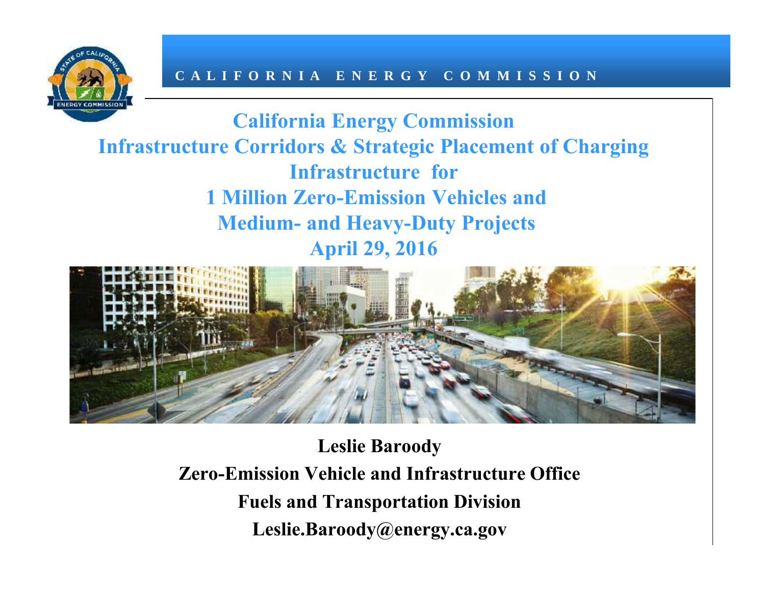CALIFORNIA ENERGY COMMISSION

# California Energy Commission Infrastructure Corridors & Strategic Placement of Charging Infrastructure for 1 Million Zero-Emission Vehicles and Medium- and Heavy-Duty Projects

## April 29, 2016

**Leslie Baroody**

**Zero-Emission Vehicle and Infrastructure Office**

**Fuels and Transportation Division**

**Leslie.Baroody@energy.ca.gov**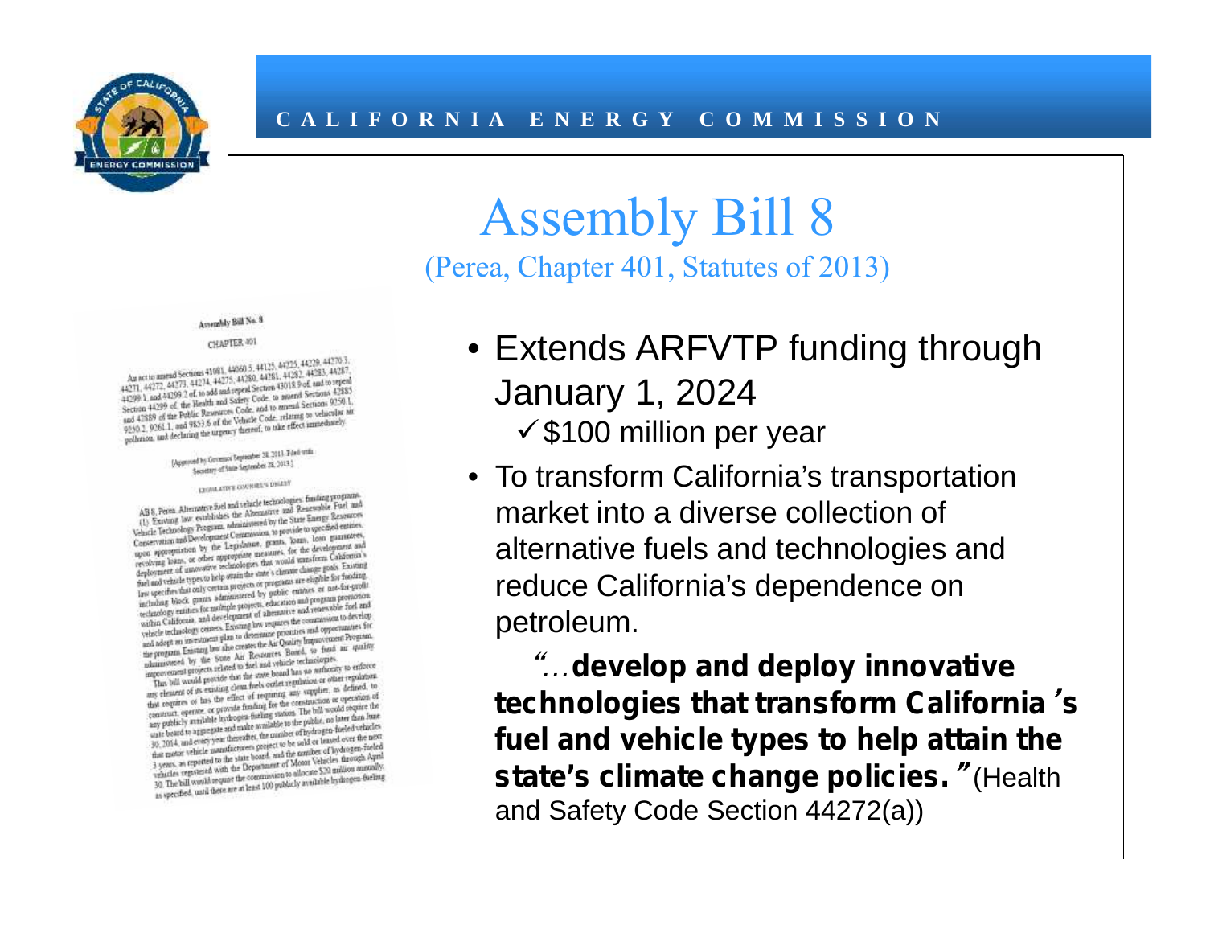# Assembly Bill 8

(Perea, Chapter 401, Statutes of 2013)

- Extends ARFVTP funding through January 1, 2024
  - ✓ $100 million per year
- To transform California's transportation market into a diverse collection of alternative fuels and technologies and reduce California's dependence on petroleum.

*"…***develop and deploy innovative technologies that transform California's fuel and vehicle types to help attain the state's climate change policies."** (Health and Safety Code Section 44272(a))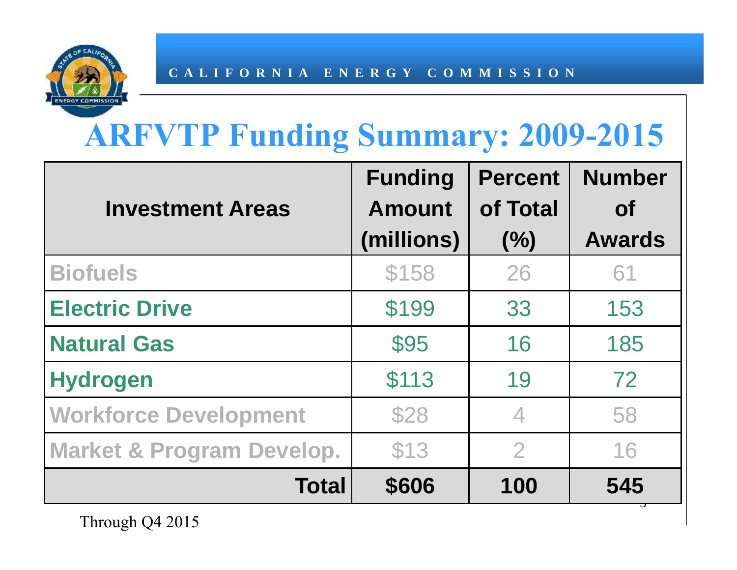# ARFVTP Funding Summary: 2009-2015

| Investment Areas | Funding Amount (millions) | Percent of Total (%) | Number of Awards |
|---|---|---|---|
| Biofuels | $158 | 26 | 61 |
| Electric Drive | $199 | 33 | 153 |
| Natural Gas | $95 | 16 | 185 |
| Hydrogen | $113 | 19 | 72 |
| Workforce Development | $28 | 4 | 58 |
| Market & Program Develop. | $13 | 2 | 16 |
| **Total** | **$606** | **100** | **545** |

Through Q4 2015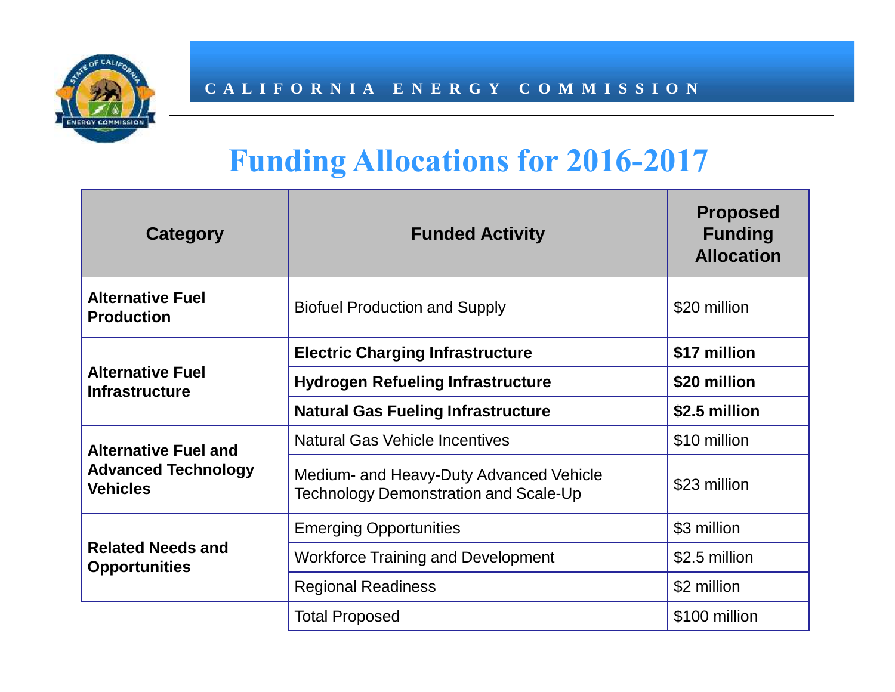# Funding Allocations for 2016-2017

| Category | Funded Activity | Proposed Funding Allocation |
|---|---|---|
| **Alternative Fuel Production** | Biofuel Production and Supply | $20 million |
| **Alternative Fuel Infrastructure** | **Electric Charging Infrastructure** | **$17 million** |
| | **Hydrogen Refueling Infrastructure** | **$20 million** |
| | **Natural Gas Fueling Infrastructure** | **$2.5 million** |
| **Alternative Fuel and Advanced Technology Vehicles** | Natural Gas Vehicle Incentives | $10 million |
| | Medium- and Heavy-Duty Advanced Vehicle Technology Demonstration and Scale-Up | $23 million |
| **Related Needs and Opportunities** | Emerging Opportunities | $3 million |
| | Workforce Training and Development | $2.5 million |
| | Regional Readiness | $2 million |
| | Total Proposed | $100 million |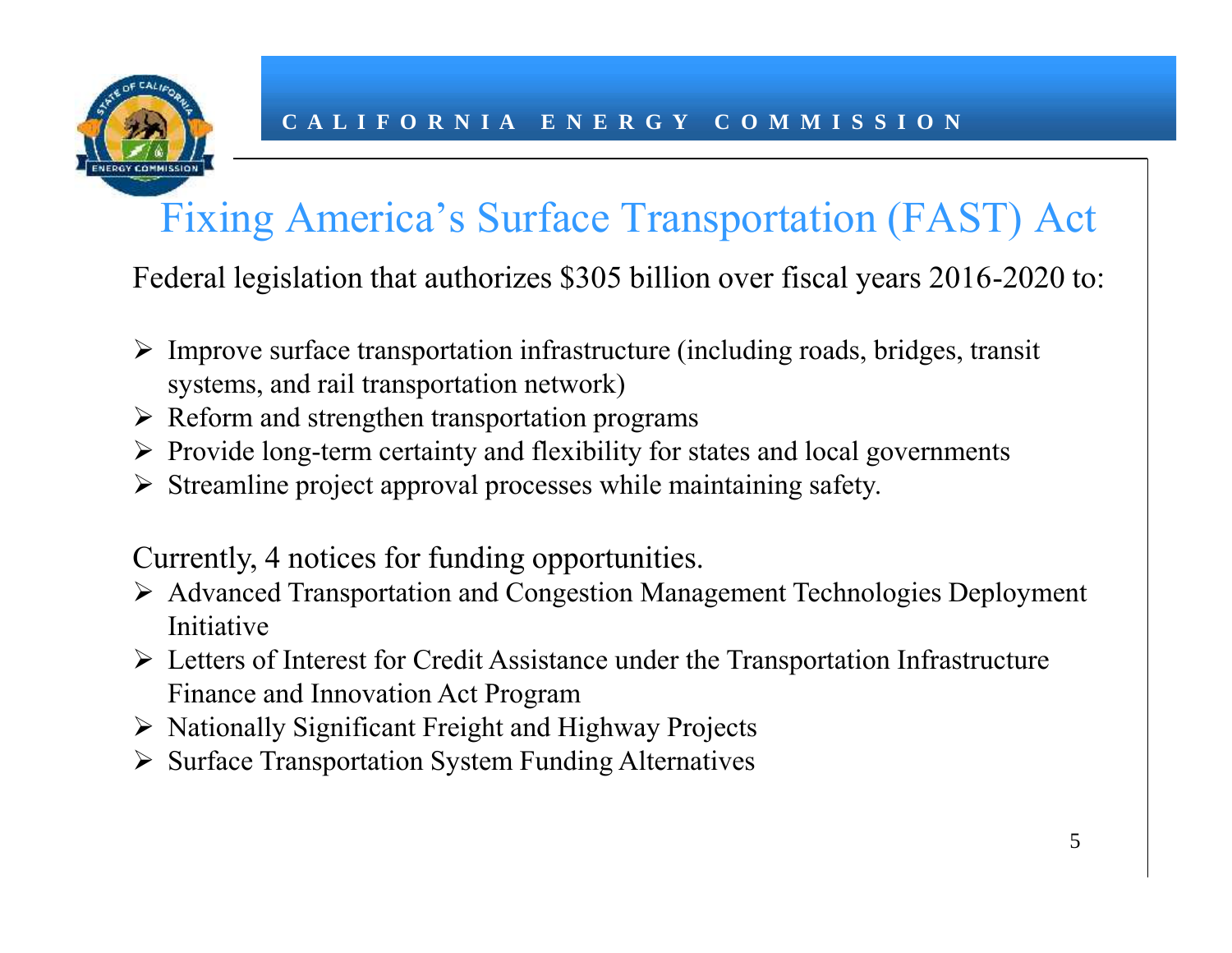# Fixing America's Surface Transportation (FAST) Act

Federal legislation that authorizes $305 billion over fiscal years 2016-2020 to:

- Improve surface transportation infrastructure (including roads, bridges, transit systems, and rail transportation network)
- Reform and strengthen transportation programs
- Provide long-term certainty and flexibility for states and local governments
- Streamline project approval processes while maintaining safety.

Currently, 4 notices for funding opportunities.

- Advanced Transportation and Congestion Management Technologies Deployment Initiative
- Letters of Interest for Credit Assistance under the Transportation Infrastructure Finance and Innovation Act Program
- Nationally Significant Freight and Highway Projects
- Surface Transportation System Funding Alternatives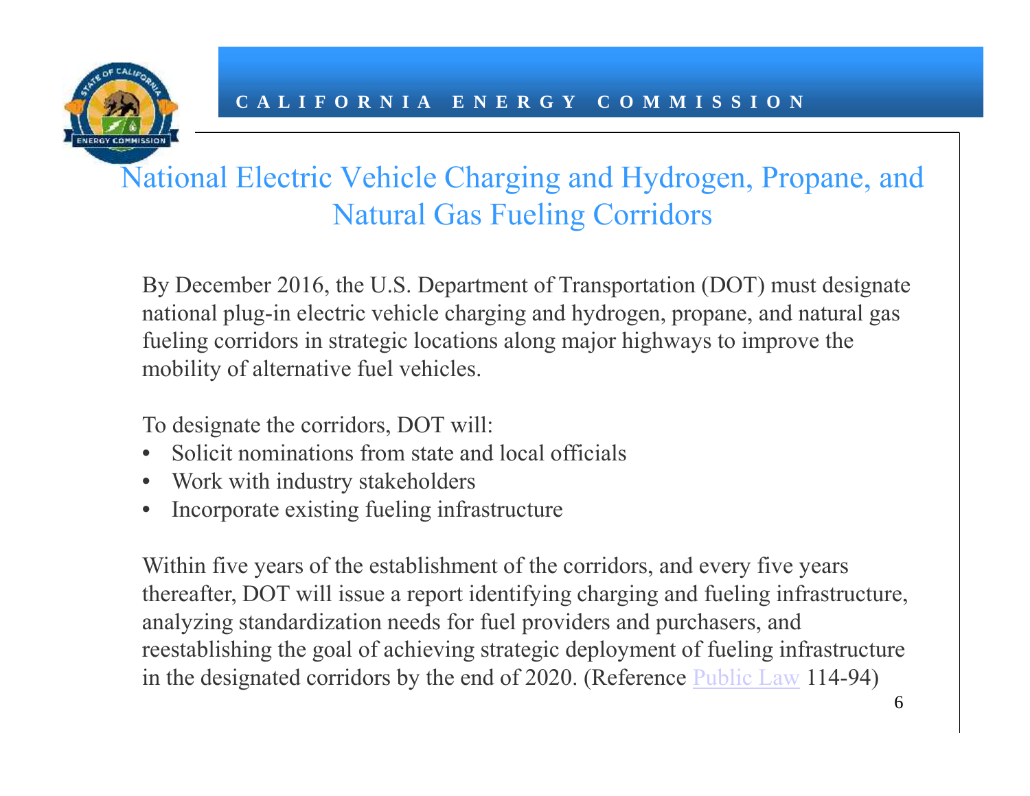# National Electric Vehicle Charging and Hydrogen, Propane, and Natural Gas Fueling Corridors

By December 2016, the U.S. Department of Transportation (DOT) must designate national plug-in electric vehicle charging and hydrogen, propane, and natural gas fueling corridors in strategic locations along major highways to improve the mobility of alternative fuel vehicles.

To designate the corridors, DOT will:

- Solicit nominations from state and local officials
- Work with industry stakeholders
- Incorporate existing fueling infrastructure

Within five years of the establishment of the corridors, and every five years thereafter, DOT will issue a report identifying charging and fueling infrastructure, analyzing standardization needs for fuel providers and purchasers, and reestablishing the goal of achieving strategic deployment of fueling infrastructure in the designated corridors by the end of 2020. (Reference Public Law 114-94)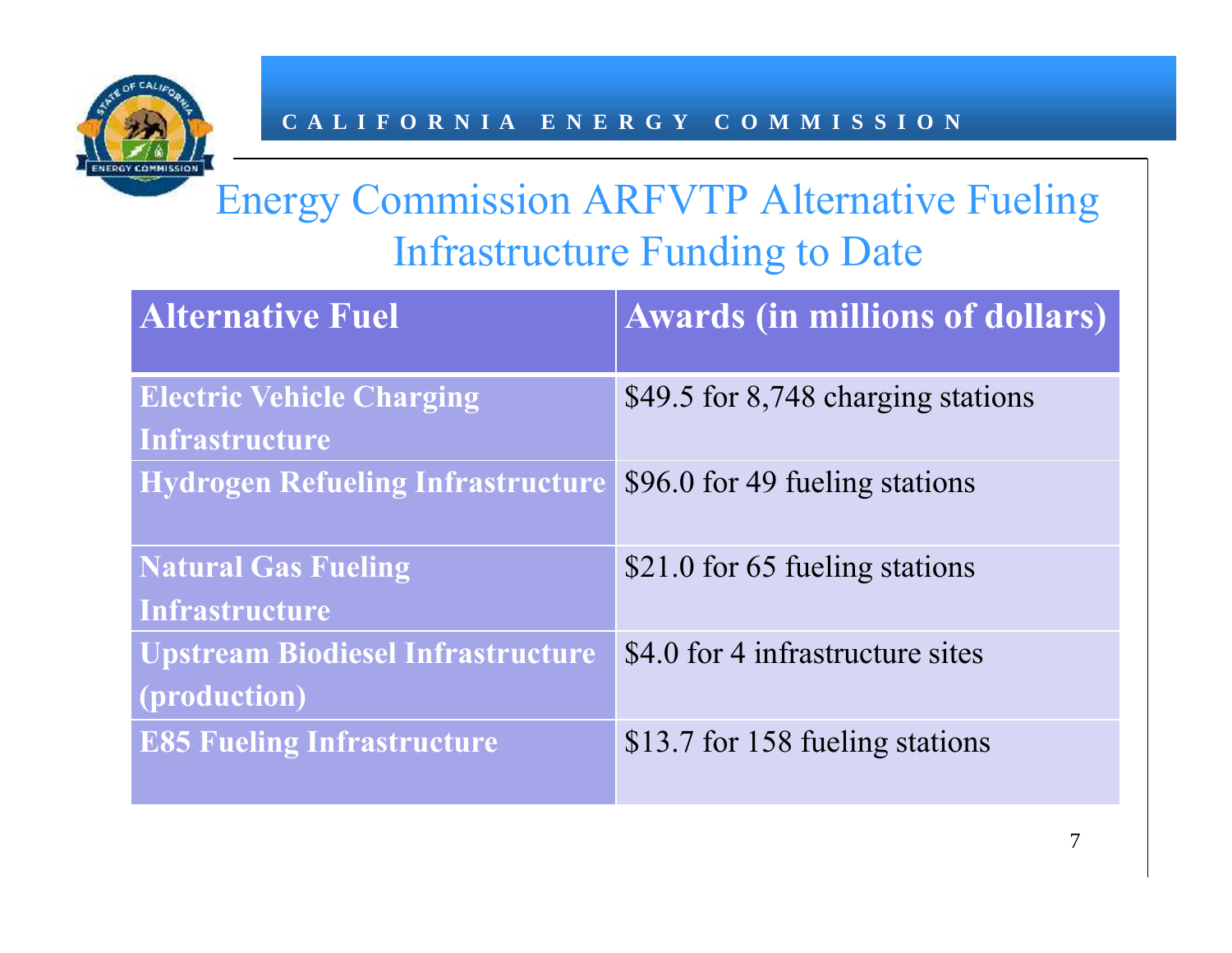CALIFORNIA ENERGY COMMISSION

# Energy Commission ARFVTP Alternative Fueling Infrastructure Funding to Date

| Alternative Fuel | Awards (in millions of dollars) |
|---|---|
| Electric Vehicle Charging Infrastructure | $49.5 for 8,748 charging stations |
| Hydrogen Refueling Infrastructure | $96.0 for 49 fueling stations |
| Natural Gas Fueling Infrastructure | $21.0 for 65 fueling stations |
| Upstream Biodiesel Infrastructure (production) | $4.0 for 4 infrastructure sites |
| E85 Fueling Infrastructure | $13.7 for 158 fueling stations |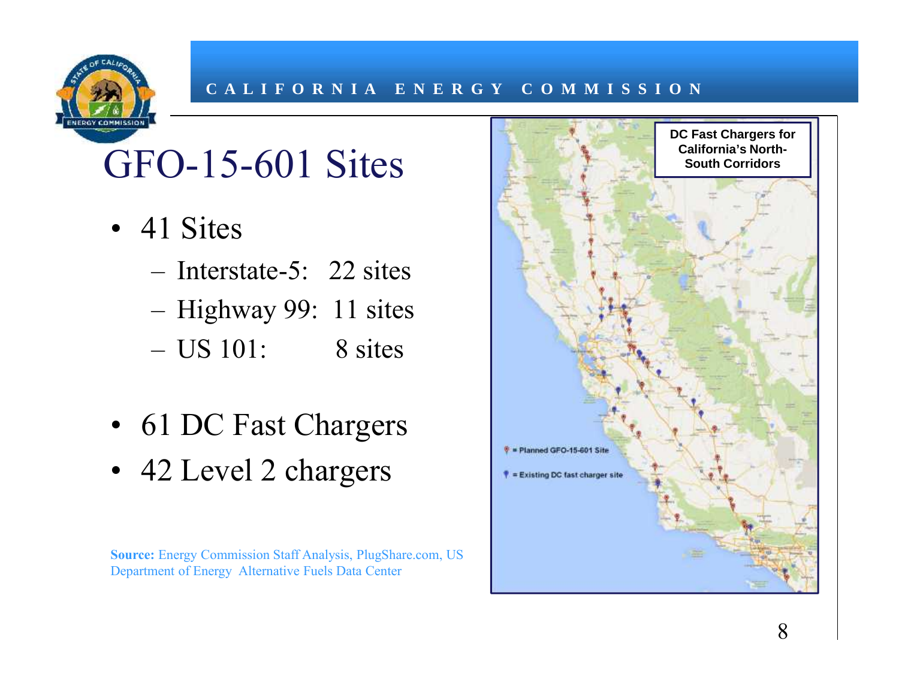# GFO-15-601 Sites

- 41 Sites
  - Interstate-5: 22 sites
  - Highway 99: 11 sites
  - US 101: 8 sites

- 61 DC Fast Chargers
- 42 Level 2 chargers

**Source:** Energy Commission Staff Analysis, PlugShare.com, US Department of Energy Alternative Fuels Data Center

**DC Fast Chargers for California's North-South Corridors**

- = Planned GFO-15-601 Site
- = Existing DC fast charger site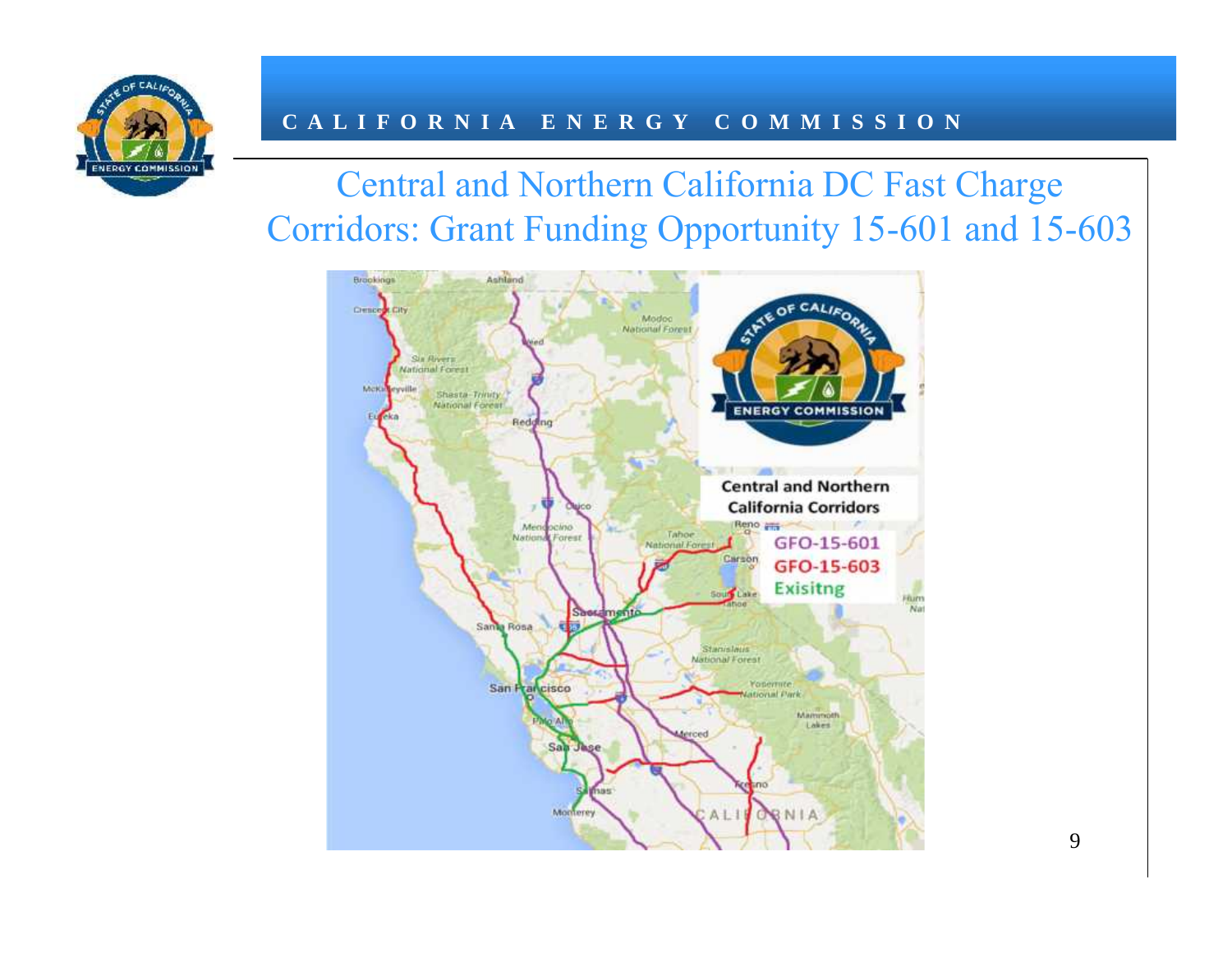# Central and Northern California DC Fast Charge Corridors: Grant Funding Opportunity 15-601 and 15-603

Central and Northern California Corridors

GFO-15-601

GFO-15-603

Exisitng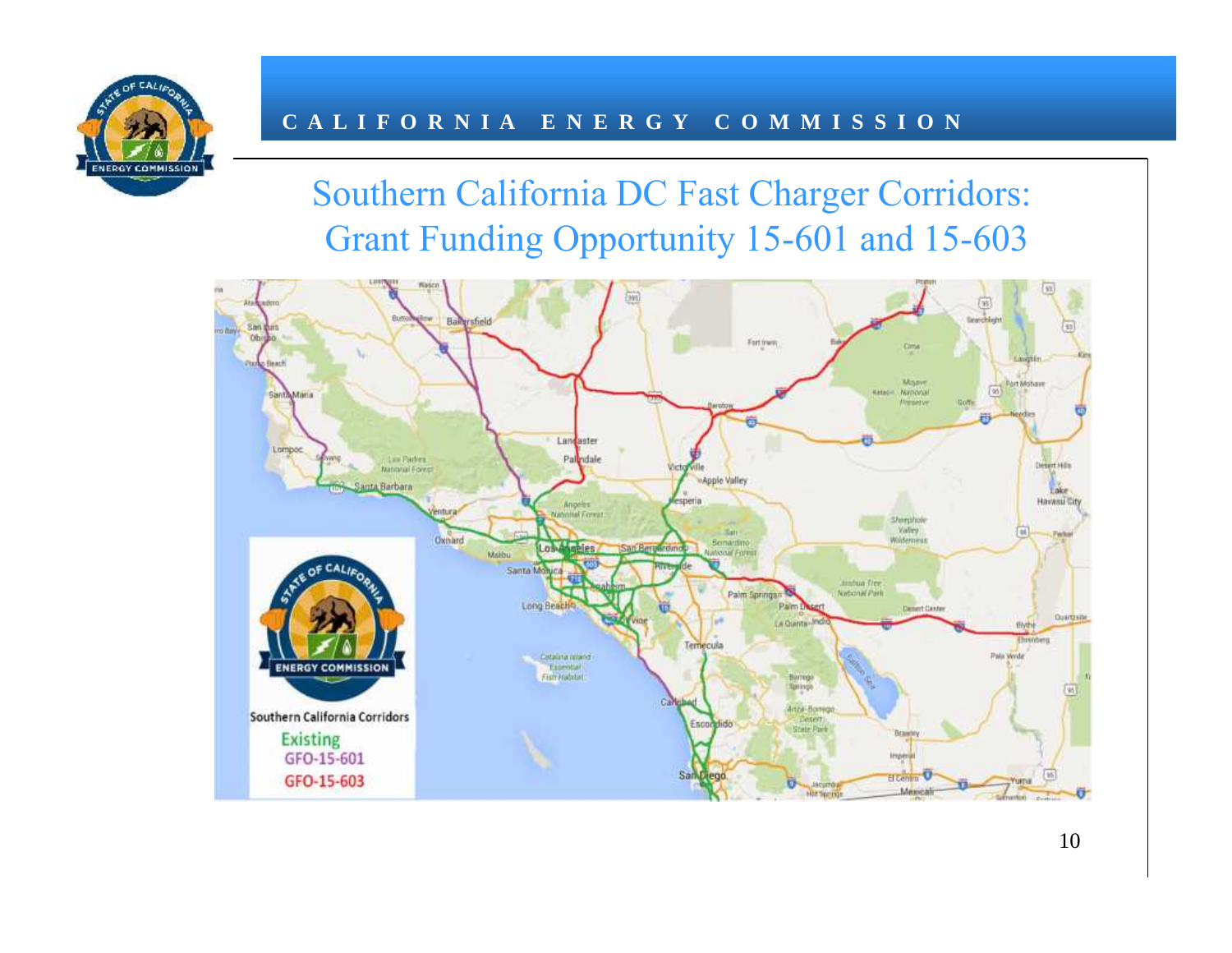CALIFORNIA ENERGY COMMISSION

# Southern California DC Fast Charger Corridors: Grant Funding Opportunity 15-601 and 15-603

Southern California Corridors

- Existing
- GFO-15-601
- GFO-15-603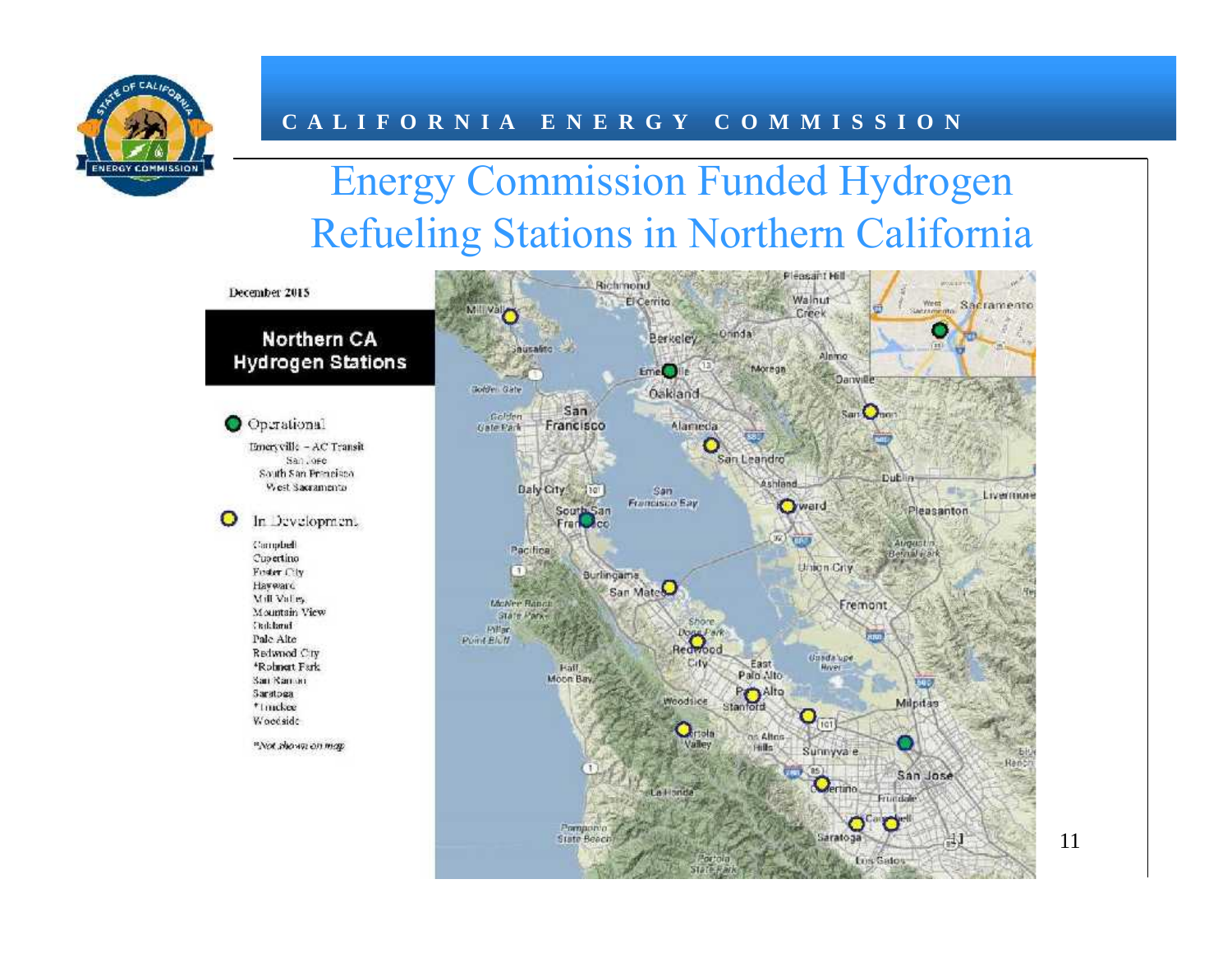# Energy Commission Funded Hydrogen Refueling Stations in Northern California

December 2015

**Northern CA Hydrogen Stations**

Operational

- Emeryville – AC Transit
- San Jose
- South San Francisco
- West Sacramento

In Development

- Campbell
- Cupertino
- Foster City
- Hayward
- Mill Valley
- Mountain View
- Oakland
- Palo Alto
- Redwood City
- *Rohnert Park
- San Ramon
- Saratoga
- *Truckee
- Woodside

*Not shown on map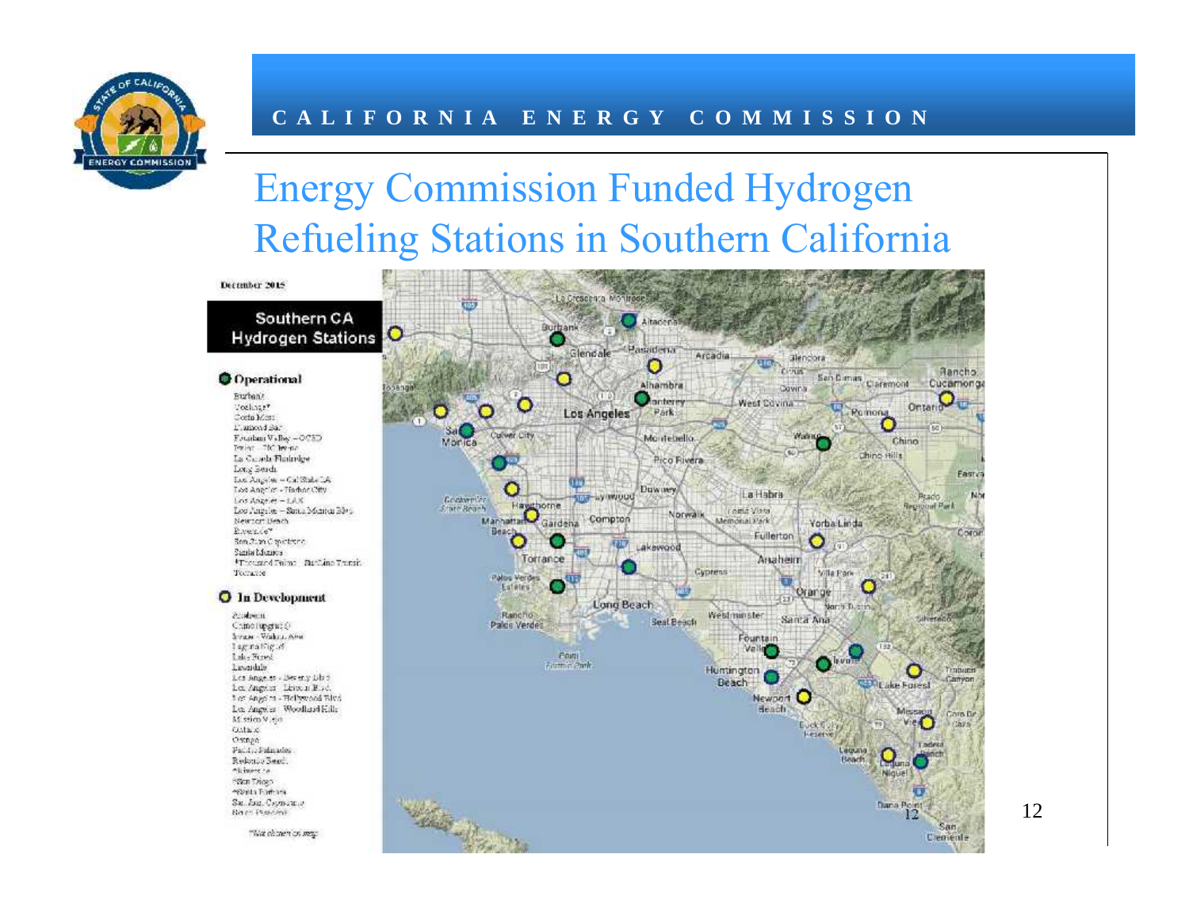# Energy Commission Funded Hydrogen Refueling Stations in Southern California

December 2015

**Southern CA Hydrogen Stations**

**Operational**

- Burbank
- Coalinga*
- Costa Mesa
- Diamond Bar
- Fountain Valley – OCSD
- Irvine – UC Irvine
- La Cañada Flintridge
- Long Beach
- Los Angeles – Cal State LA
- Los Angeles – Harbor City
- Los Angeles – LAX
- Los Angeles – Santa Monica Blvd
- Newport Beach
- Riverside*
- San Juan Capistrano
- Santa Monica
- *Thousand Palms – SunLine Transit
- Torrance

**In Development**

- Anaheim
- Chino (upgrade)
- Irvine – Walnut Ave
- Laguna Niguel
- Lake Forest
- Lawndale
- Los Angeles – Beverly Blvd
- Los Angeles – Lincoln Blvd
- Los Angeles – Hollywood Blvd
- Los Angeles – Woodland Hills
- Mission Viejo
- Ontario
- Orange
- Pacific Palisades
- Redondo Beach
- *Riverside
- *San Diego
- *Santa Barbara
- San Juan Capistrano
- Rancho Palos Verdes

*Not shown on map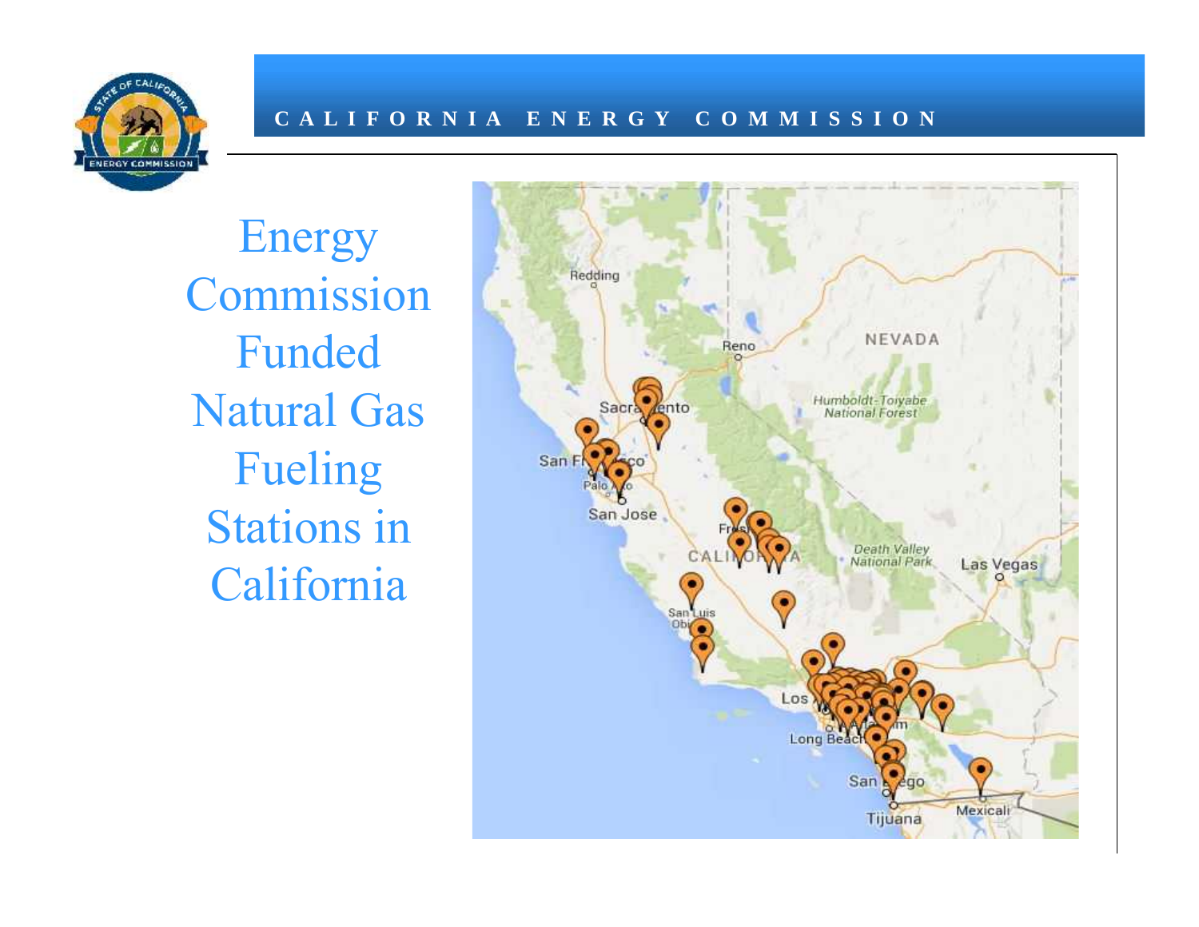# Energy Commission Funded Natural Gas Fueling Stations in California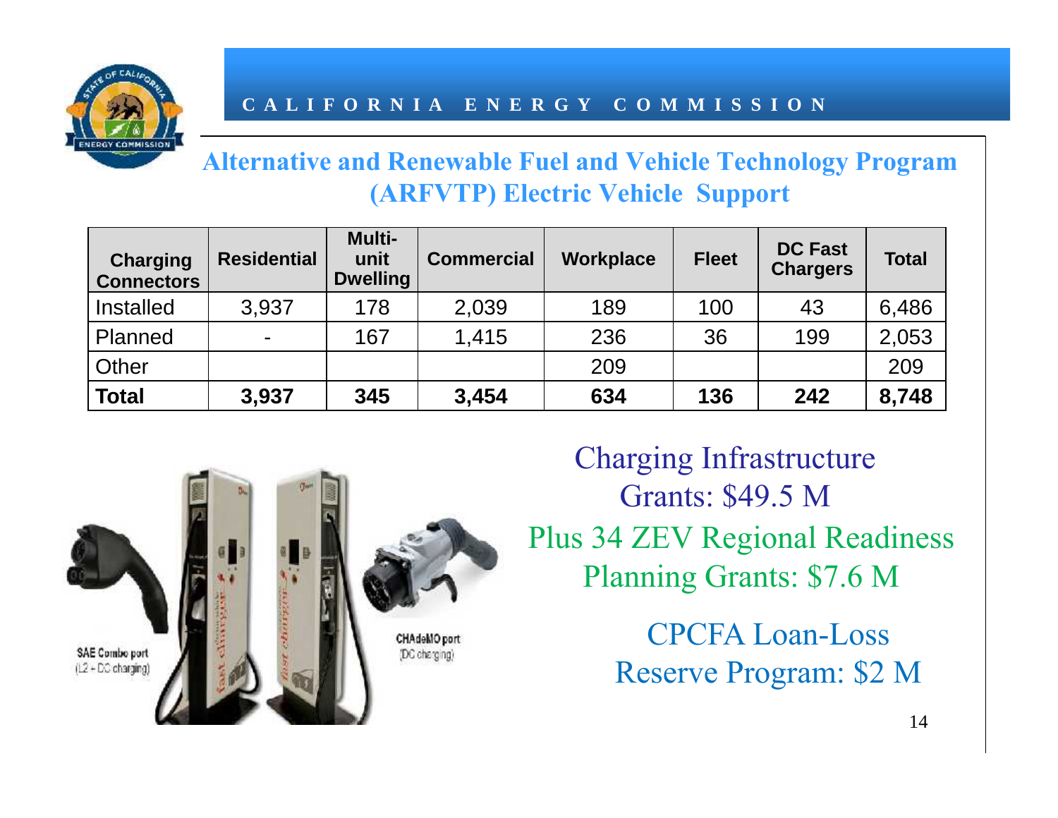## Alternative and Renewable Fuel and Vehicle Technology Program (ARFVTP) Electric Vehicle Support

| Charging Connectors | Residential | Multi-unit Dwelling | Commercial | Workplace | Fleet | DC Fast Chargers | Total |
|---|---|---|---|---|---|---|---|
| Installed | 3,937 | 178 | 2,039 | 189 | 100 | 43 | 6,486 |
| Planned | - | 167 | 1,415 | 236 | 36 | 199 | 2,053 |
| Other | | | | 209 | | | 209 |
| **Total** | **3,937** | **345** | **3,454** | **634** | **136** | **242** | **8,748** |

SAE Combo port (L2 + DC charging)

CHAdeMO port (DC charging)

Charging Infrastructure Grants: $49.5 M

Plus 34 ZEV Regional Readiness Planning Grants: $7.6 M

CPCFA Loan-Loss Reserve Program: $2 M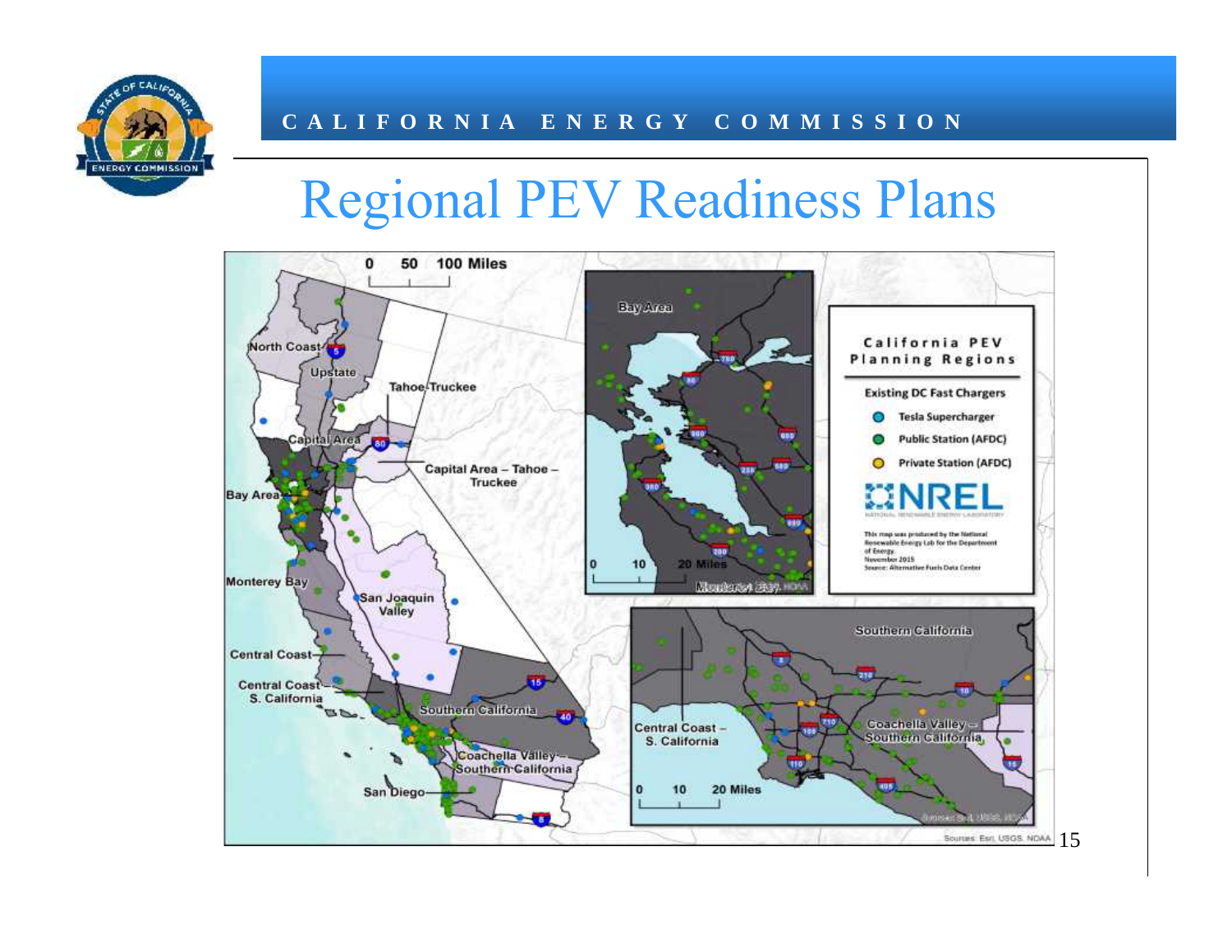# Regional PEV Readiness Plans

0 50 100 Miles

North Coast
Upstate
Tahoe-Truckee
Capital Area
Capital Area – Tahoe – Truckee
Bay Area
Monterey Bay
San Joaquin Valley
Central Coast
Central Coast – S. California
Southern California
Coachella Valley – Southern California
San Diego

Bay Area

0 10 20 Miles

Monterey Bay

**California PEV Planning Regions**

Existing DC Fast Chargers

- Tesla Supercharger
- Public Station (AFDC)
- Private Station (AFDC)

NREL

This map was produced by the National Renewable Energy Lab for the Department of Energy.
November 2015
Source: Alternative Fuels Data Center

Southern California

Central Coast – S. California

Coachella Valley – Southern California

0 10 20 Miles

Sources: Esri, USGS, NOAA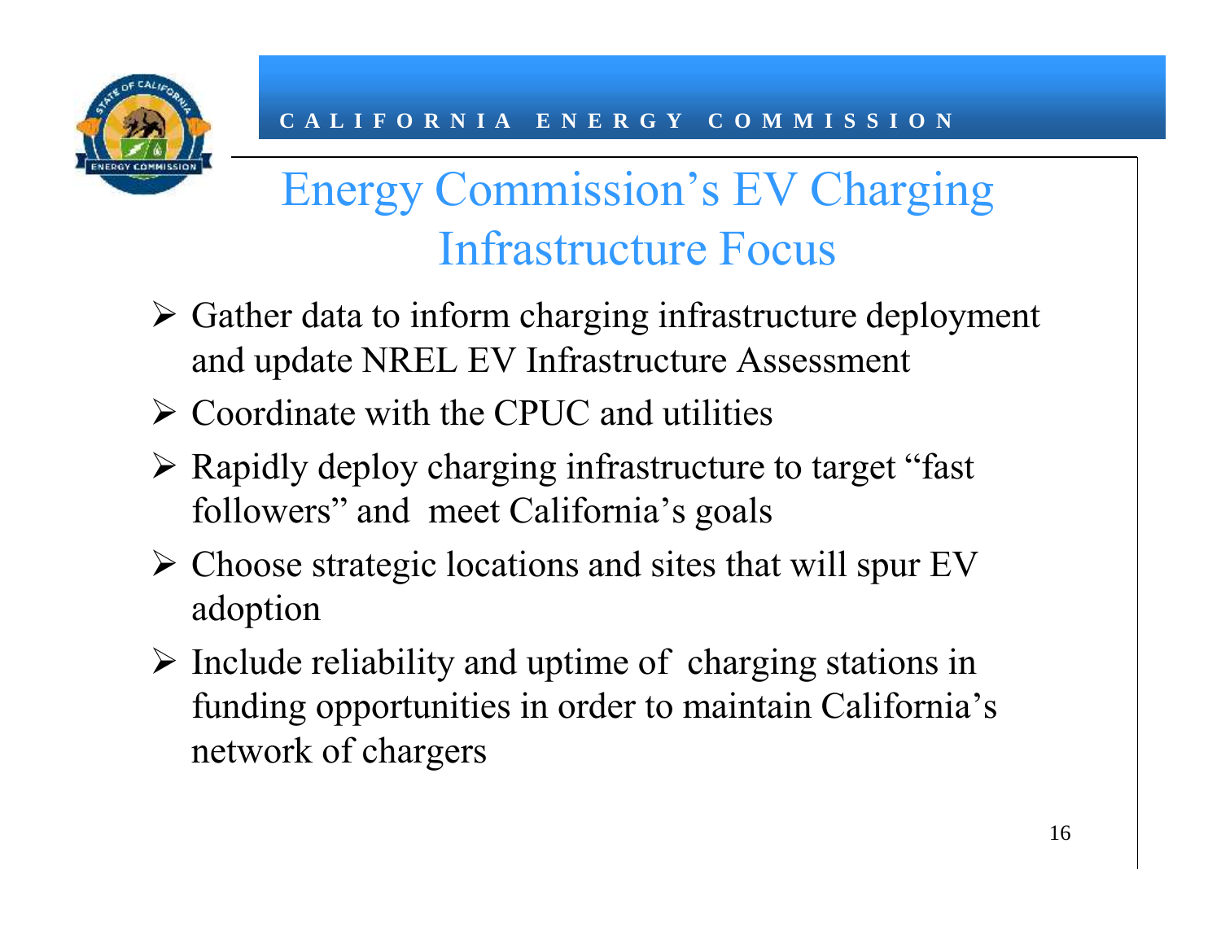# Energy Commission's EV Charging Infrastructure Focus

- Gather data to inform charging infrastructure deployment and update NREL EV Infrastructure Assessment
- Coordinate with the CPUC and utilities
- Rapidly deploy charging infrastructure to target "fast followers" and meet California's goals
- Choose strategic locations and sites that will spur EV adoption
- Include reliability and uptime of charging stations in funding opportunities in order to maintain California's network of chargers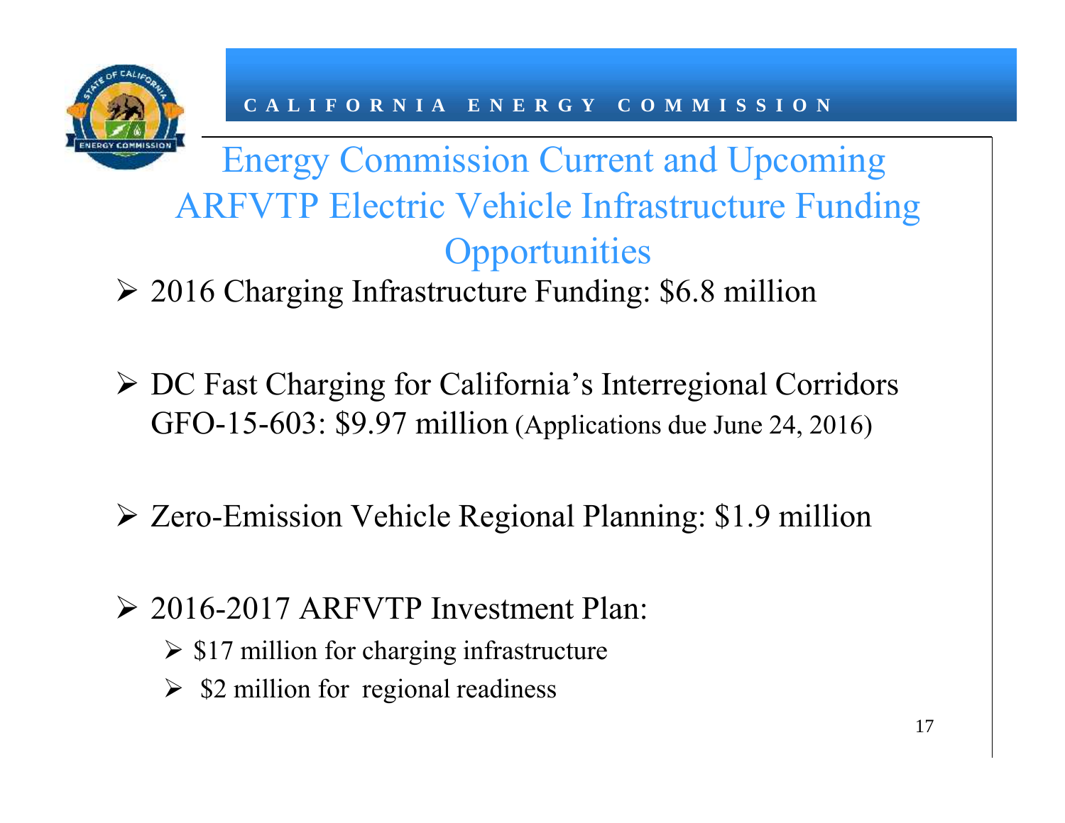# Energy Commission Current and Upcoming ARFVTP Electric Vehicle Infrastructure Funding Opportunities

- 2016 Charging Infrastructure Funding: $6.8 million
- DC Fast Charging for California's Interregional Corridors GFO-15-603: $9.97 million (Applications due June 24, 2016)
- Zero-Emission Vehicle Regional Planning: $1.9 million
- 2016-2017 ARFVTP Investment Plan:
  - $17 million for charging infrastructure
  - $2 million for regional readiness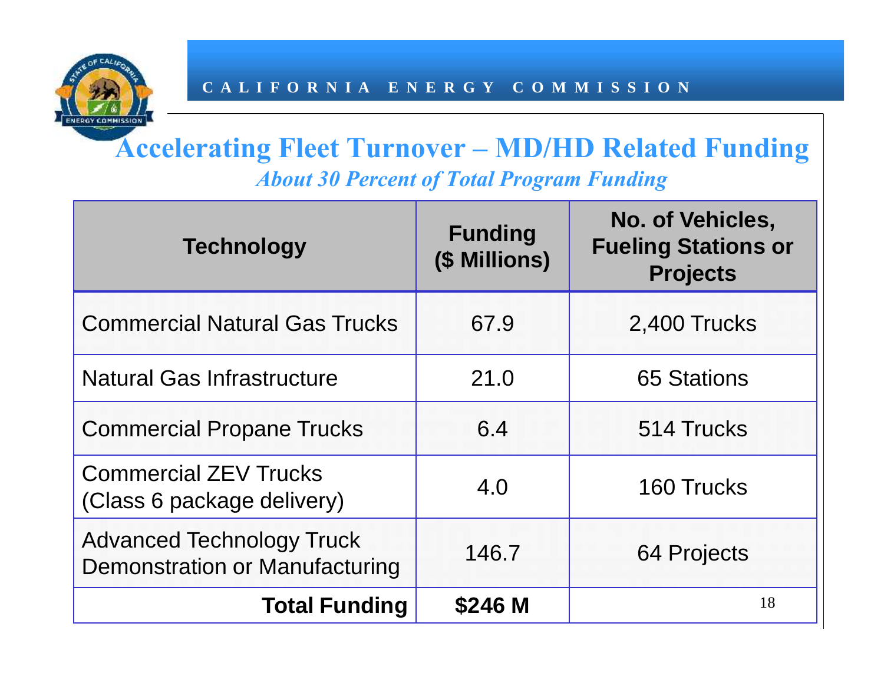# Accelerating Fleet Turnover – MD/HD Related Funding

*About 30 Percent of Total Program Funding*

| Technology | Funding ($ Millions) | No. of Vehicles, Fueling Stations or Projects |
|---|---|---|
| Commercial Natural Gas Trucks | 67.9 | 2,400 Trucks |
| Natural Gas Infrastructure | 21.0 | 65 Stations |
| Commercial Propane Trucks | 6.4 | 514 Trucks |
| Commercial ZEV Trucks (Class 6 package delivery) | 4.0 | 160 Trucks |
| Advanced Technology Truck Demonstration or Manufacturing | 146.7 | 64 Projects |
| **Total Funding** | **$246 M** | |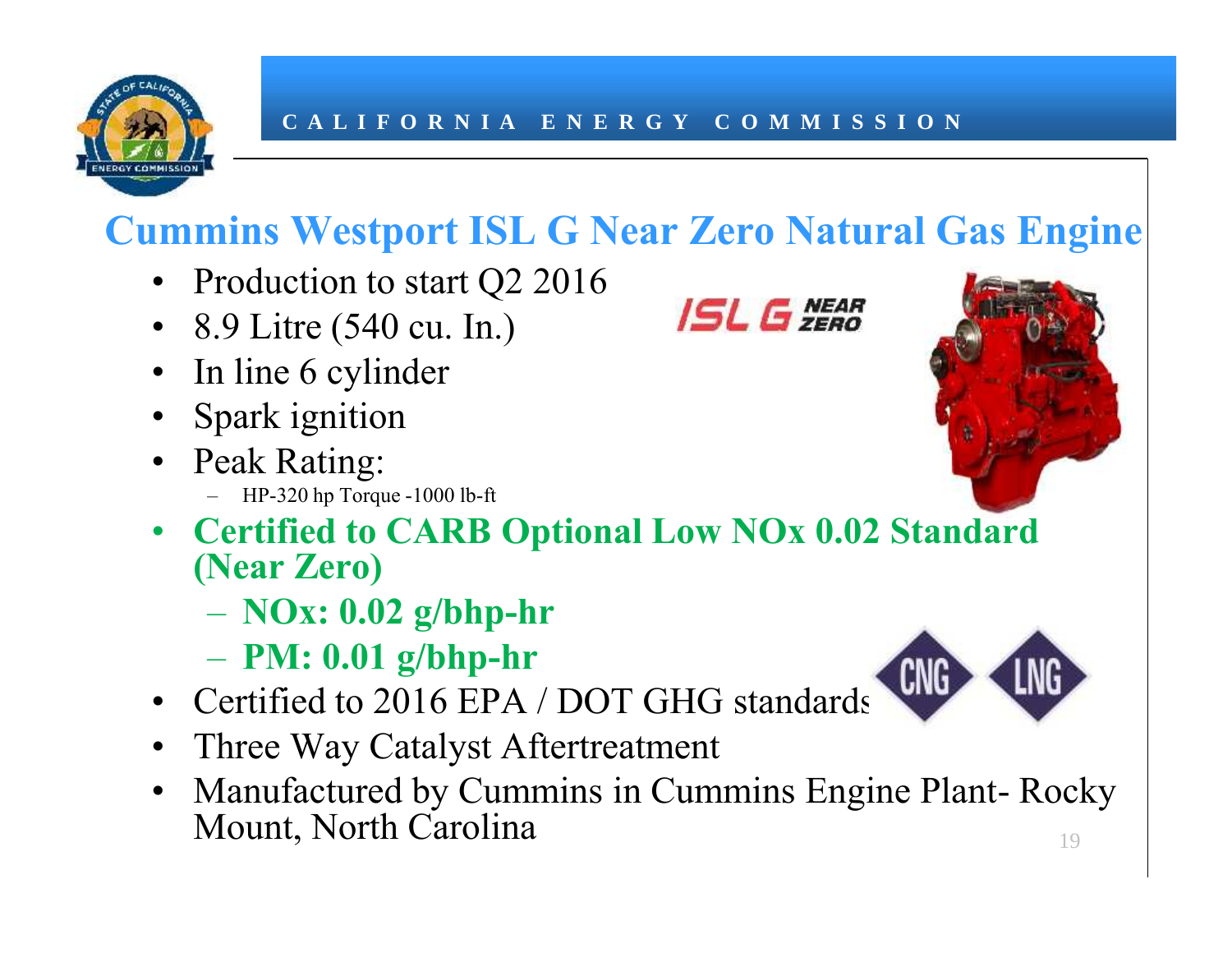## Cummins Westport ISL G Near Zero Natural Gas Engine

- Production to start Q2 2016
- 8.9 Litre (540 cu. In.)
- In line 6 cylinder
- Spark ignition
- Peak Rating:
  - HP-320 hp Torque -1000 lb-ft
- **Certified to CARB Optional Low NOx 0.02 Standard (Near Zero)**
  - **NOx: 0.02 g/bhp-hr**
  - **PM: 0.01 g/bhp-hr**
- Certified to 2016 EPA / DOT GHG standards
- Three Way Catalyst Aftertreatment
- Manufactured by Cummins in Cummins Engine Plant- Rocky Mount, North Carolina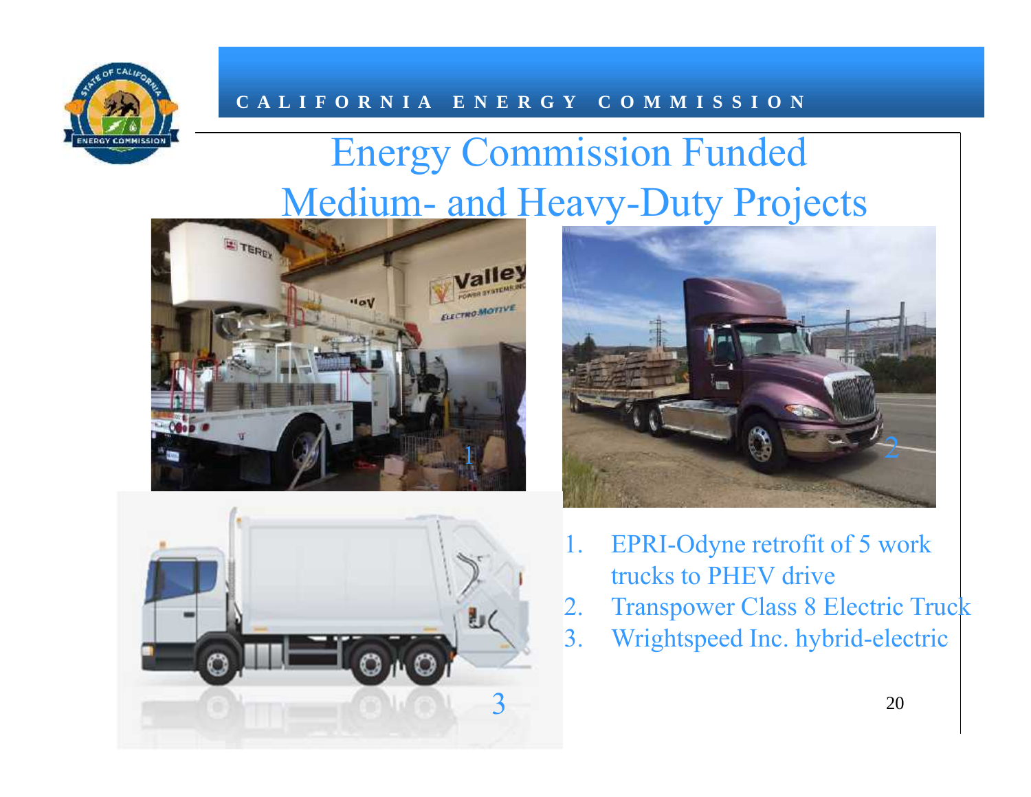CALIFORNIA ENERGY COMMISSION

# Energy Commission Funded Medium- and Heavy-Duty Projects

1. EPRI-Odyne retrofit of 5 work trucks to PHEV drive
2. Transpower Class 8 Electric Truck
3. Wrightspeed Inc. hybrid-electric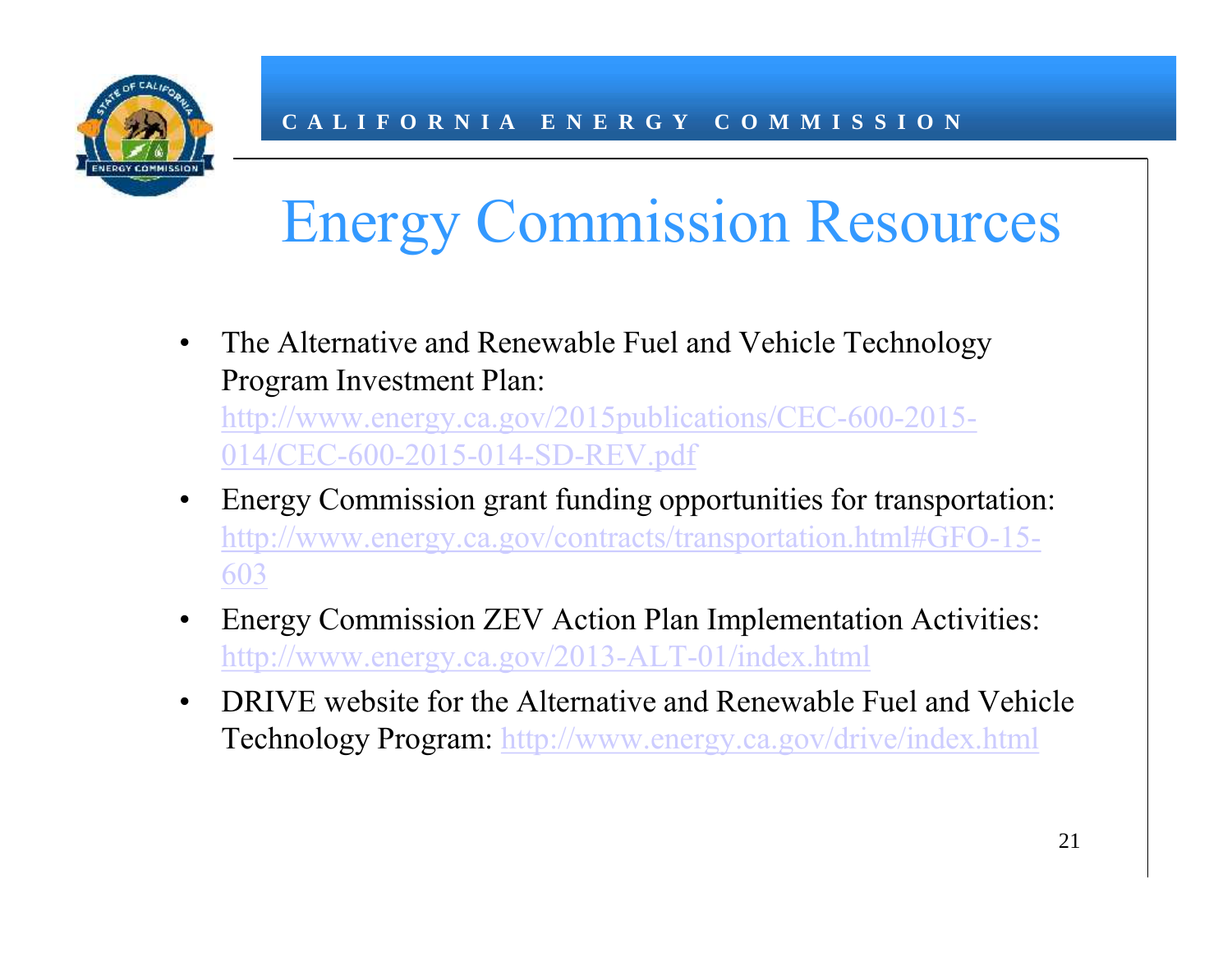# Energy Commission Resources

- The Alternative and Renewable Fuel and Vehicle Technology Program Investment Plan: http://www.energy.ca.gov/2015publications/CEC-600-2015-014/CEC-600-2015-014-SD-REV.pdf
- Energy Commission grant funding opportunities for transportation: http://www.energy.ca.gov/contracts/transportation.html#GFO-15-603
- Energy Commission ZEV Action Plan Implementation Activities: http://www.energy.ca.gov/2013-ALT-01/index.html
- DRIVE website for the Alternative and Renewable Fuel and Vehicle Technology Program: http://www.energy.ca.gov/drive/index.html